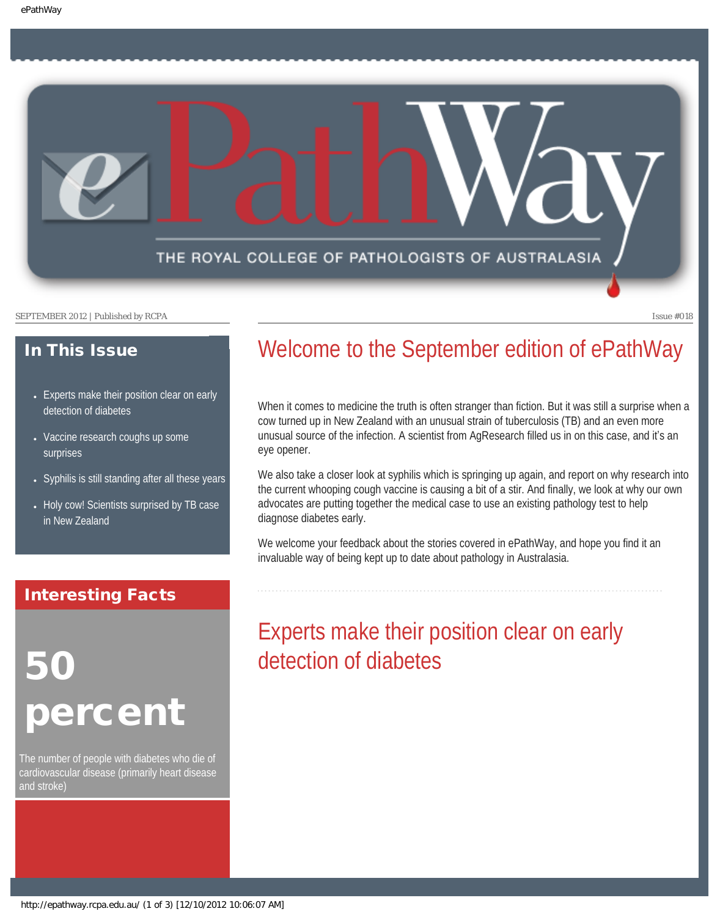# ePathWay

THE ROYAL COLLEGE OF PATHOLOGISTS OF AUSTRALASIA

SEPTEMBER 2012 | Published by RCPA

Issue #018

## In This Issue

- Experts make their position clear on early detection of diabetes
- Vaccine research coughs up some surprises
- Syphilis is still standing after all these years
- Holy cow! Scientists surprised by TB case in New Zealand

## Interesting Facts

**50 percent**

The number of people with diabetes who die of cardiovascular disease (primarily heart disease and stroke)

## Welcome to the September edition of ePathWay

When it comes to medicine the truth is often stranger than fiction. But it was still a surprise when a cow turned up in New Zealand with an unusual strain of tuberculosis (TB) and an even more unusual source of the infection. A scientist from AgResearch filled us in on this case, and it's an eye opener.

We also take a closer look at syphilis which is springing up again, and report on why research into the current whooping cough vaccine is causing a bit of a stir. And finally, we look at why our own advocates are putting together the medical case to use an existing pathology test to help diagnose diabetes early.

We welcome your feedback about the stories covered in ePathWay, and hope you find it an invaluable way of being kept up to date about pathology in Australasia.

## Experts make their position clear on early detection of diabetes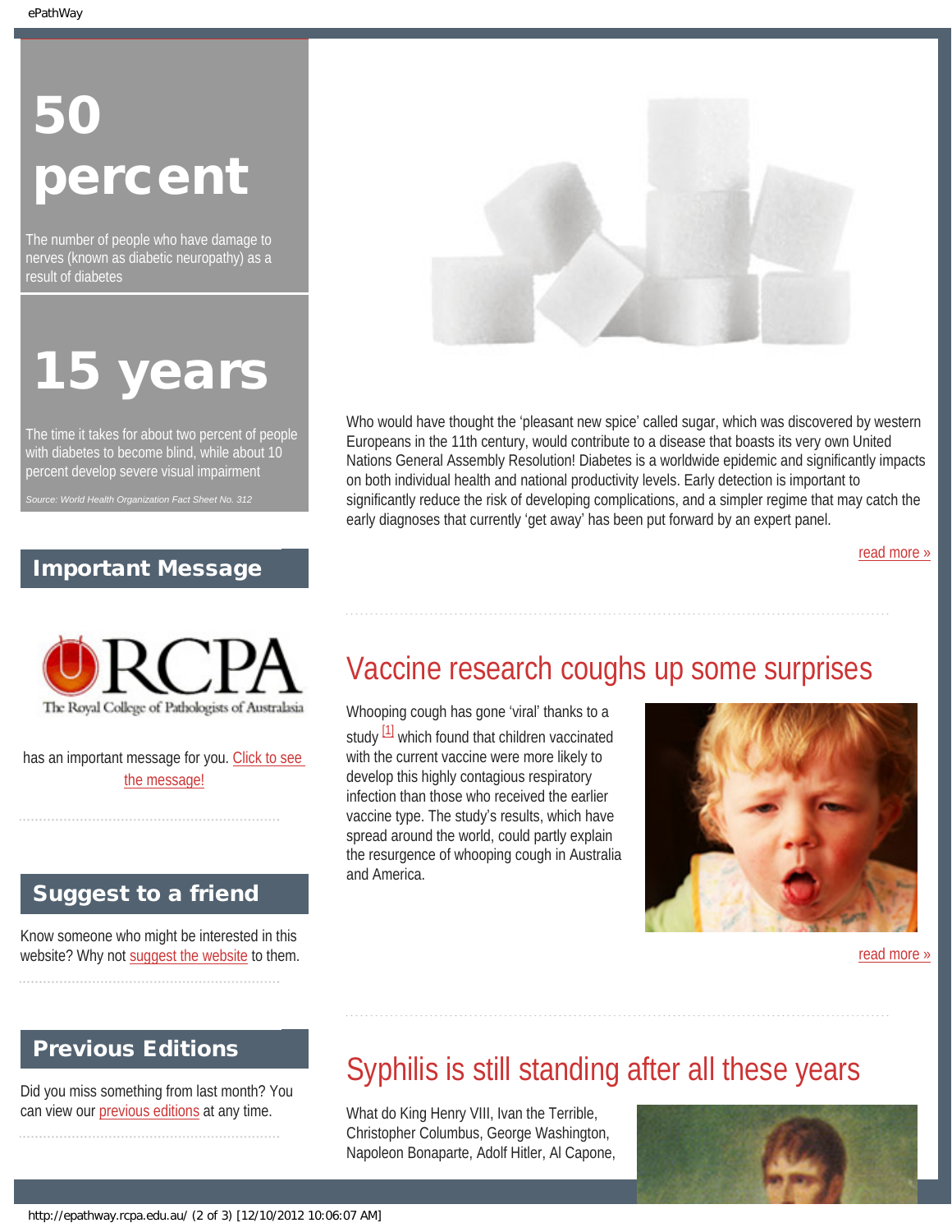# 50 percent

The number of people who have damage to nerves (known as diabetic neuropathy) as a result of diabetes

# 15 years

The time it takes for about two percent of people with diabetes to become blind, while about 10 percent develop severe visual impairment

*Source: World Health Organization Fact Sheet No. 312*

## Important Message

The Royal College of Pathologists of Australasia

has an important message for you. Click to see the message!

## Suggest to a friend

Know someone who might be interested in this website? Why not suggest the website to them.

## Previous Editions

Did you miss something from last month? You can view our previous editions at any time.

Who would have thought the 'pleasant new spice' called sugar, which was discovered by western Europeans in the 11th century, would contribute to a disease that boasts its very own United Nations General Assembly Resolution! Diabetes is a worldwide epidemic and significantly impacts on both individual health and national productivity levels. Early detection is important to significantly reduce the risk of developing complications, and a simpler regime that may catch the early diagnoses that currently 'get away' has been put forward by an expert panel.

read more »

## Vaccine research coughs up some surprises

Whooping cough has gone 'viral' thanks to a study [1] which found that children vaccinated with the current vaccine were more likely to develop this highly contagious respiratory infection than those who received the earlier vaccine type. The study's results, which have spread around the world, could partly explain the resurgence of whooping cough in Australia and America.

read more »

## Syphilis is still standing after all these years

What do King Henry VIII, Ivan the Terrible, Christopher Columbus, George Washington, Napoleon Bonaparte, Adolf Hitler, Al Capone,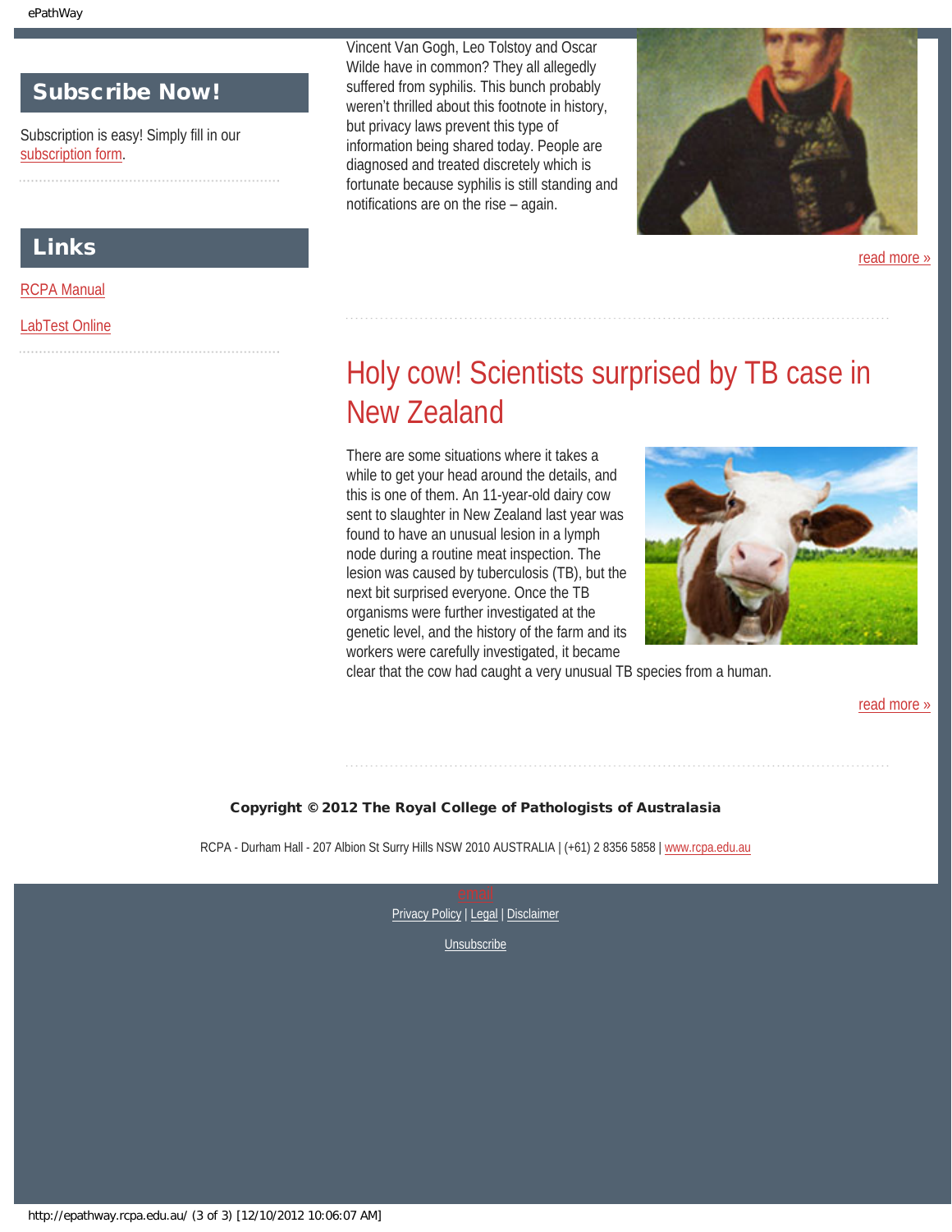## Subscribe Now!

Subscription is easy! Simply fill in our subscription form.

## Links

RCPA Manual

LabTest Online

Vincent Van Gogh, Leo Tolstoy and Oscar Wilde have in common? They all allegedly suffered from syphilis. This bunch probably weren't thrilled about this footnote in history, but privacy laws prevent this type of information being shared today. People are diagnosed and treated discretely which is fortunate because syphilis is still standing and notifications are on the rise – again.

read more »

# Holy cow! Scientists surprised by TB case in New Zealand

There are some situations where it takes a while to get your head around the details, and this is one of them. An 11-year-old dairy cow sent to slaughter in New Zealand last year was found to have an unusual lesion in a lymph node during a routine meat inspection. The lesion was caused by tuberculosis (TB), but the next bit surprised everyone. Once the TB organisms were further investigated at the genetic level, and the history of the farm and its workers were carefully investigated, it became clear that the cow had caught a very unusual TB species from a human.

read more »

**Copyright © 2012 The Royal College of Pathologists of Australasia**

RCPA - Durham Hall - 207 Albion St Surry Hills NSW 2010 AUSTRALIA | (+61) 2 8356 5858 | www.rcpa.edu.au

email

Privacy Policy | Legal | Disclaimer

Unsubscribe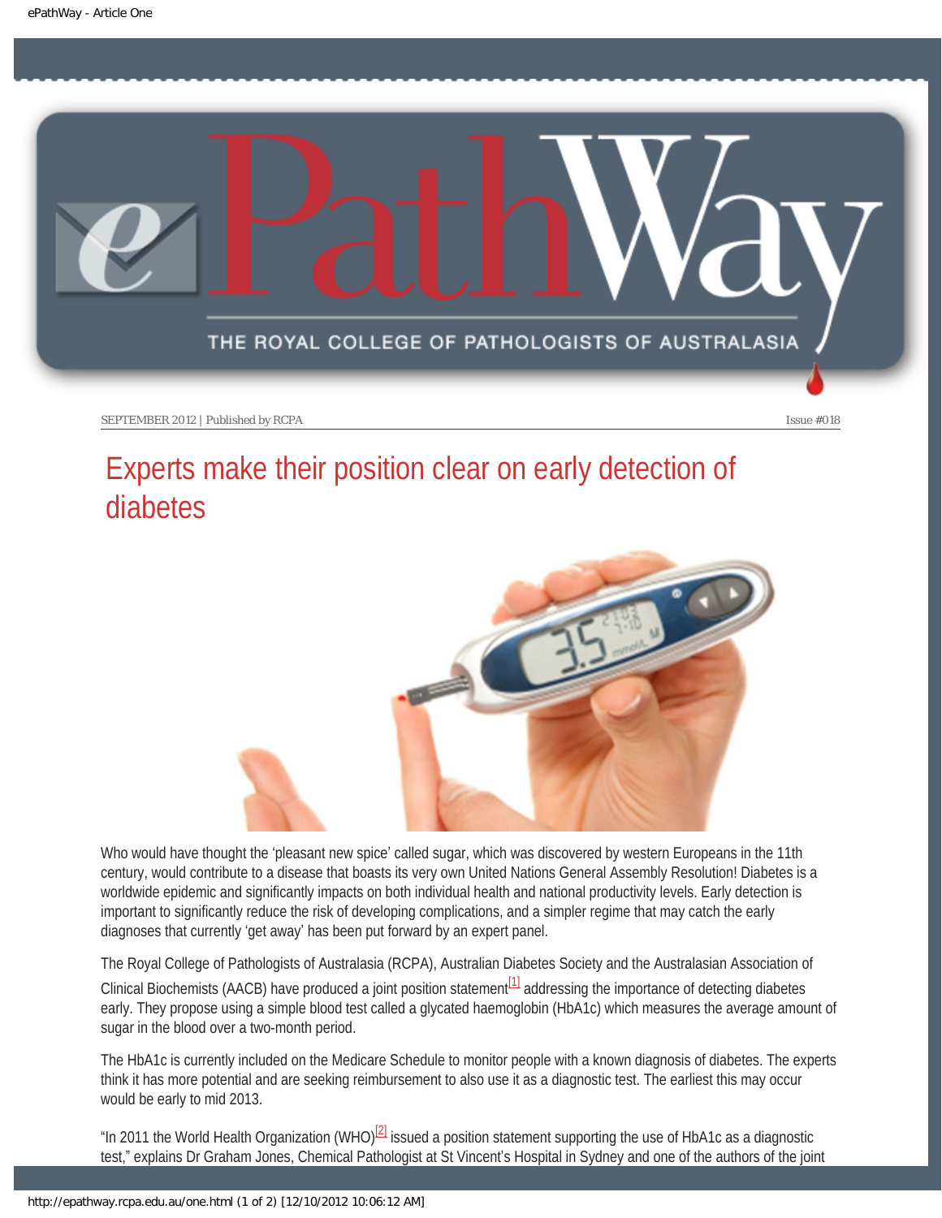SEPTEMBER 2012 | Published by RCPA Issue #018

# Experts make their position clear on early detection of diabetes

Who would have thought the 'pleasant new spice' called sugar, which was discovered by western Europeans in the 11th century, would contribute to a disease that boasts its very own United Nations General Assembly Resolution! Diabetes is a worldwide epidemic and significantly impacts on both individual health and national productivity levels. Early detection is important to significantly reduce the risk of developing complications, and a simpler regime that may catch the early diagnoses that currently 'get away' has been put forward by an expert panel.

The Royal College of Pathologists of Australasia (RCPA), Australian Diabetes Society and the Australasian Association of Clinical Biochemists (AACB) have produced a joint position statement[1] addressing the importance of detecting diabetes early. They propose using a simple blood test called a glycated haemoglobin (HbA1c) which measures the average amount of sugar in the blood over a two-month period.

The HbA1c is currently included on the Medicare Schedule to monitor people with a known diagnosis of diabetes. The experts think it has more potential and are seeking reimbursement to also use it as a diagnostic test. The earliest this may occur would be early to mid 2013.

"In 2011 the World Health Organization (WHO)[2] issued a position statement supporting the use of HbA1c as a diagnostic test," explains Dr Graham Jones, Chemical Pathologist at St Vincent's Hospital in Sydney and one of the authors of the joint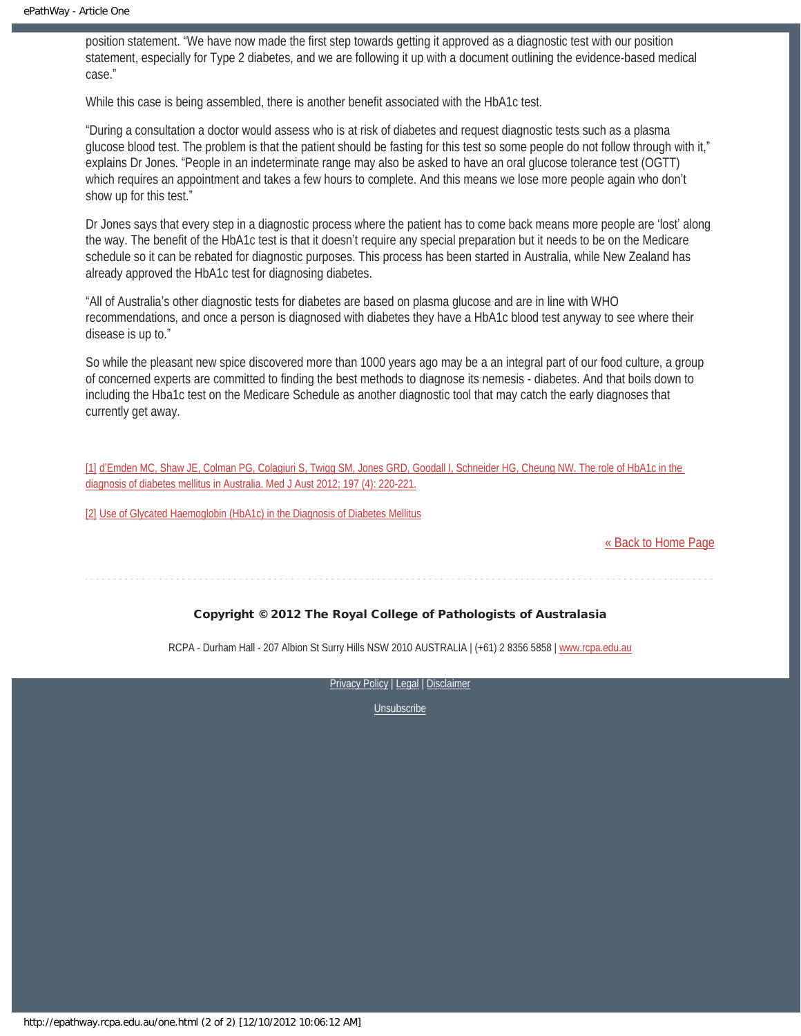position statement. “We have now made the first step towards getting it approved as a diagnostic test with our position statement, especially for Type 2 diabetes, and we are following it up with a document outlining the evidence-based medical case.”

While this case is being assembled, there is another benefit associated with the HbA1c test.

“During a consultation a doctor would assess who is at risk of diabetes and request diagnostic tests such as a plasma glucose blood test. The problem is that the patient should be fasting for this test so some people do not follow through with it,” explains Dr Jones. “People in an indeterminate range may also be asked to have an oral glucose tolerance test (OGTT) which requires an appointment and takes a few hours to complete. And this means we lose more people again who don’t show up for this test.”

Dr Jones says that every step in a diagnostic process where the patient has to come back means more people are ‘lost’ along the way. The benefit of the HbA1c test is that it doesn’t require any special preparation but it needs to be on the Medicare schedule so it can be rebated for diagnostic purposes. This process has been started in Australia, while New Zealand has already approved the HbA1c test for diagnosing diabetes.

“All of Australia’s other diagnostic tests for diabetes are based on plasma glucose and are in line with WHO recommendations, and once a person is diagnosed with diabetes they have a HbA1c blood test anyway to see where their disease is up to.”

So while the pleasant new spice discovered more than 1000 years ago may be a an integral part of our food culture, a group of concerned experts are committed to finding the best methods to diagnose its nemesis - diabetes. And that boils down to including the Hba1c test on the Medicare Schedule as another diagnostic tool that may catch the early diagnoses that currently get away.

[1] d'Emden MC, Shaw JE, Colman PG, Colagiuri S, Twigg SM, Jones GRD, Goodall I, Schneider HG, Cheung NW. The role of HbA1c in the diagnosis of diabetes mellitus in Australia. Med J Aust 2012; 197 (4): 220-221.

[2] Use of Glycated Haemoglobin (HbA1c) in the Diagnosis of Diabetes Mellitus

« Back to Home Page

**Copyright © 2012 The Royal College of Pathologists of Australasia**

RCPA - Durham Hall - 207 Albion St Surry Hills NSW 2010 AUSTRALIA | (+61) 2 8356 5858 | www.rcpa.edu.au

Privacy Policy | Legal | Disclaimer

Unsubscribe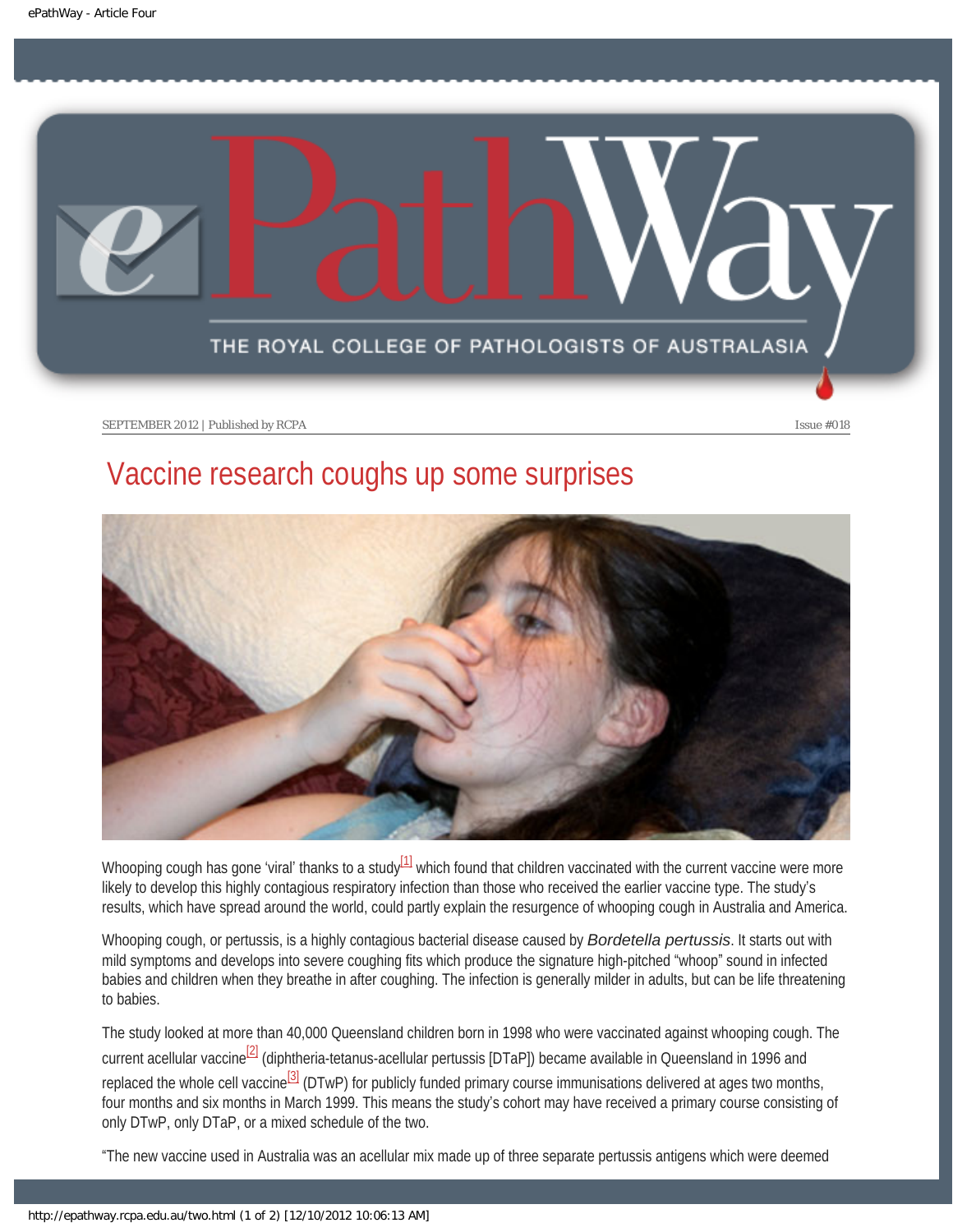SEPTEMBER 2012 | Published by RCPA Issue #018

# Vaccine research coughs up some surprises

Whooping cough has gone 'viral' thanks to a study[1] which found that children vaccinated with the current vaccine were more likely to develop this highly contagious respiratory infection than those who received the earlier vaccine type. The study's results, which have spread around the world, could partly explain the resurgence of whooping cough in Australia and America.

Whooping cough, or pertussis, is a highly contagious bacterial disease caused by *Bordetella pertussis*. It starts out with mild symptoms and develops into severe coughing fits which produce the signature high-pitched "whoop" sound in infected babies and children when they breathe in after coughing. The infection is generally milder in adults, but can be life threatening to babies.

The study looked at more than 40,000 Queensland children born in 1998 who were vaccinated against whooping cough. The current acellular vaccine[2] (diphtheria-tetanus-acellular pertussis [DTaP]) became available in Queensland in 1996 and replaced the whole cell vaccine[3] (DTwP) for publicly funded primary course immunisations delivered at ages two months, four months and six months in March 1999. This means the study's cohort may have received a primary course consisting of only DTwP, only DTaP, or a mixed schedule of the two.

"The new vaccine used in Australia was an acellular mix made up of three separate pertussis antigens which were deemed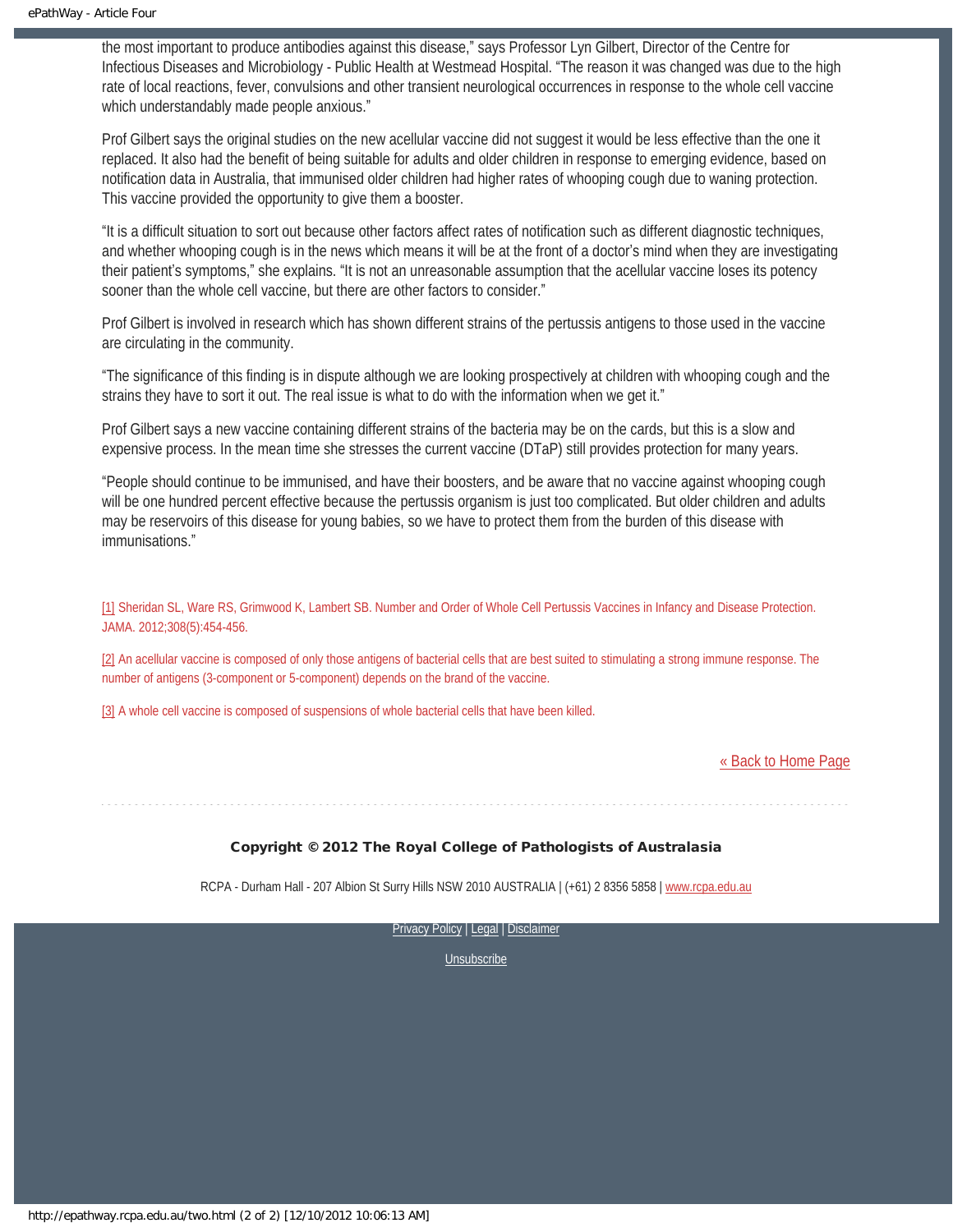the most important to produce antibodies against this disease," says Professor Lyn Gilbert, Director of the Centre for Infectious Diseases and Microbiology - Public Health at Westmead Hospital. "The reason it was changed was due to the high rate of local reactions, fever, convulsions and other transient neurological occurrences in response to the whole cell vaccine which understandably made people anxious."

Prof Gilbert says the original studies on the new acellular vaccine did not suggest it would be less effective than the one it replaced. It also had the benefit of being suitable for adults and older children in response to emerging evidence, based on notification data in Australia, that immunised older children had higher rates of whooping cough due to waning protection. This vaccine provided the opportunity to give them a booster.

"It is a difficult situation to sort out because other factors affect rates of notification such as different diagnostic techniques, and whether whooping cough is in the news which means it will be at the front of a doctor's mind when they are investigating their patient's symptoms," she explains. "It is not an unreasonable assumption that the acellular vaccine loses its potency sooner than the whole cell vaccine, but there are other factors to consider."

Prof Gilbert is involved in research which has shown different strains of the pertussis antigens to those used in the vaccine are circulating in the community.

"The significance of this finding is in dispute although we are looking prospectively at children with whooping cough and the strains they have to sort it out. The real issue is what to do with the information when we get it."

Prof Gilbert says a new vaccine containing different strains of the bacteria may be on the cards, but this is a slow and expensive process. In the mean time she stresses the current vaccine (DTaP) still provides protection for many years.

"People should continue to be immunised, and have their boosters, and be aware that no vaccine against whooping cough will be one hundred percent effective because the pertussis organism is just too complicated. But older children and adults may be reservoirs of this disease for young babies, so we have to protect them from the burden of this disease with immunisations."

[1] Sheridan SL, Ware RS, Grimwood K, Lambert SB. Number and Order of Whole Cell Pertussis Vaccines in Infancy and Disease Protection. JAMA. 2012;308(5):454-456.

[2] An acellular vaccine is composed of only those antigens of bacterial cells that are best suited to stimulating a strong immune response. The number of antigens (3-component or 5-component) depends on the brand of the vaccine.

[3] A whole cell vaccine is composed of suspensions of whole bacterial cells that have been killed.

« Back to Home Page

**Copyright © 2012 The Royal College of Pathologists of Australasia**

RCPA - Durham Hall - 207 Albion St Surry Hills NSW 2010 AUSTRALIA | (+61) 2 8356 5858 | www.rcpa.edu.au

Privacy Policy | Legal | Disclaimer

Unsubscribe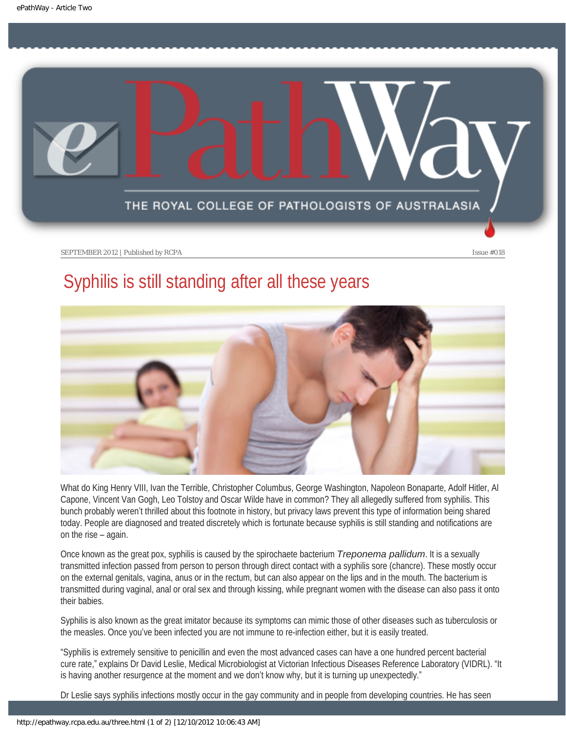SEPTEMBER 2012 | Published by RCPA

Issue #018

# Syphilis is still standing after all these years

What do King Henry VIII, Ivan the Terrible, Christopher Columbus, George Washington, Napoleon Bonaparte, Adolf Hitler, Al Capone, Vincent Van Gogh, Leo Tolstoy and Oscar Wilde have in common? They all allegedly suffered from syphilis. This bunch probably weren't thrilled about this footnote in history, but privacy laws prevent this type of information being shared today. People are diagnosed and treated discretely which is fortunate because syphilis is still standing and notifications are on the rise – again.

Once known as the great pox, syphilis is caused by the spirochaete bacterium *Treponema pallidum*. It is a sexually transmitted infection passed from person to person through direct contact with a syphilis sore (chancre). These mostly occur on the external genitals, vagina, anus or in the rectum, but can also appear on the lips and in the mouth. The bacterium is transmitted during vaginal, anal or oral sex and through kissing, while pregnant women with the disease can also pass it onto their babies.

Syphilis is also known as the great imitator because its symptoms can mimic those of other diseases such as tuberculosis or the measles. Once you've been infected you are not immune to re-infection either, but it is easily treated.

"Syphilis is extremely sensitive to penicillin and even the most advanced cases can have a one hundred percent bacterial cure rate," explains Dr David Leslie, Medical Microbiologist at Victorian Infectious Diseases Reference Laboratory (VIDRL). "It is having another resurgence at the moment and we don't know why, but it is turning up unexpectedly."

Dr Leslie says syphilis infections mostly occur in the gay community and in people from developing countries. He has seen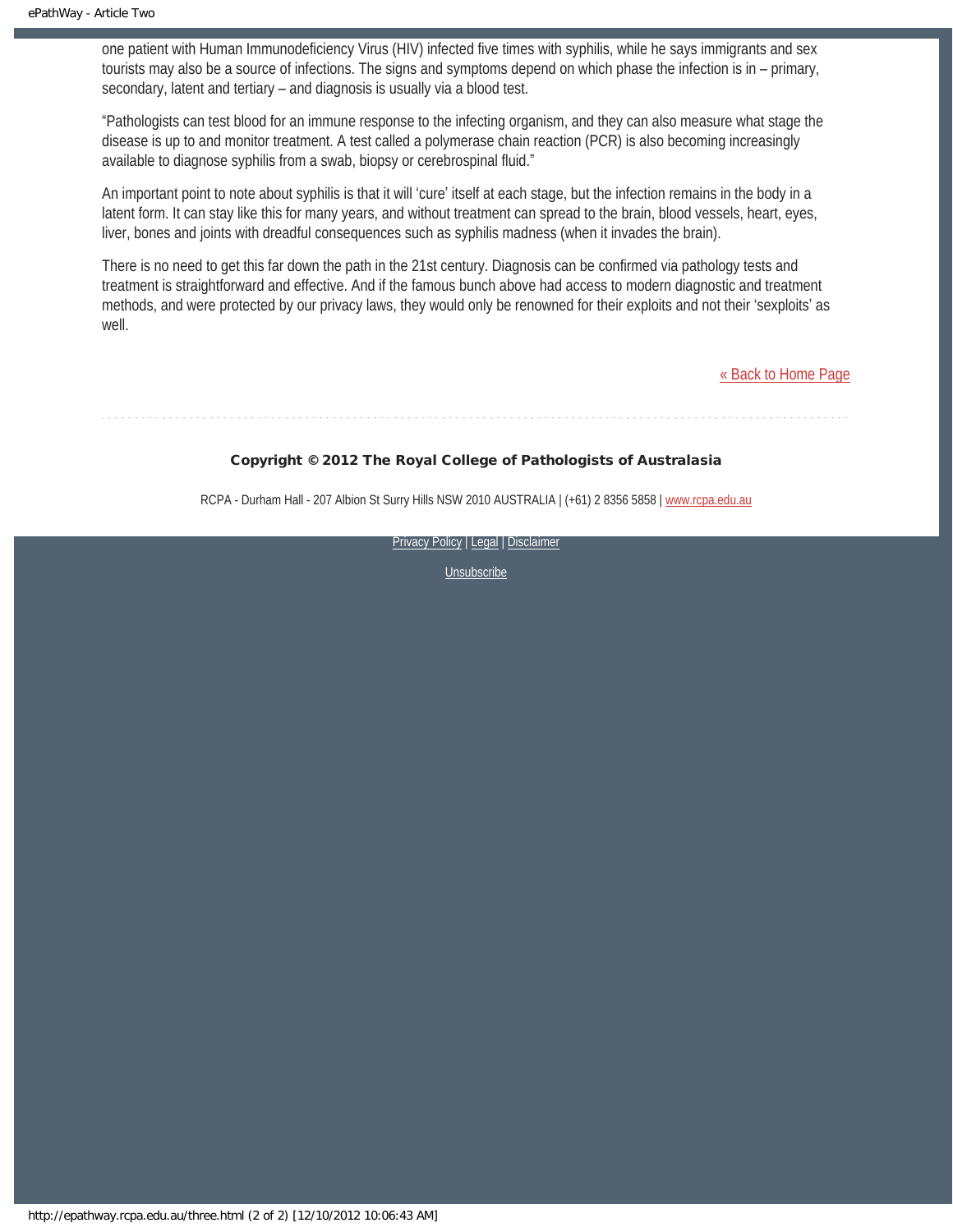one patient with Human Immunodeficiency Virus (HIV) infected five times with syphilis, while he says immigrants and sex tourists may also be a source of infections. The signs and symptoms depend on which phase the infection is in – primary, secondary, latent and tertiary – and diagnosis is usually via a blood test.

“Pathologists can test blood for an immune response to the infecting organism, and they can also measure what stage the disease is up to and monitor treatment. A test called a polymerase chain reaction (PCR) is also becoming increasingly available to diagnose syphilis from a swab, biopsy or cerebrospinal fluid.”

An important point to note about syphilis is that it will ‘cure’ itself at each stage, but the infection remains in the body in a latent form. It can stay like this for many years, and without treatment can spread to the brain, blood vessels, heart, eyes, liver, bones and joints with dreadful consequences such as syphilis madness (when it invades the brain).

There is no need to get this far down the path in the 21st century. Diagnosis can be confirmed via pathology tests and treatment is straightforward and effective. And if the famous bunch above had access to modern diagnostic and treatment methods, and were protected by our privacy laws, they would only be renowned for their exploits and not their ‘sexploits’ as well.

« Back to Home Page

---

**Copyright © 2012 The Royal College of Pathologists of Australasia**

RCPA - Durham Hall - 207 Albion St Surry Hills NSW 2010 AUSTRALIA | (+61) 2 8356 5858 | www.rcpa.edu.au

Privacy Policy | Legal | Disclaimer

Unsubscribe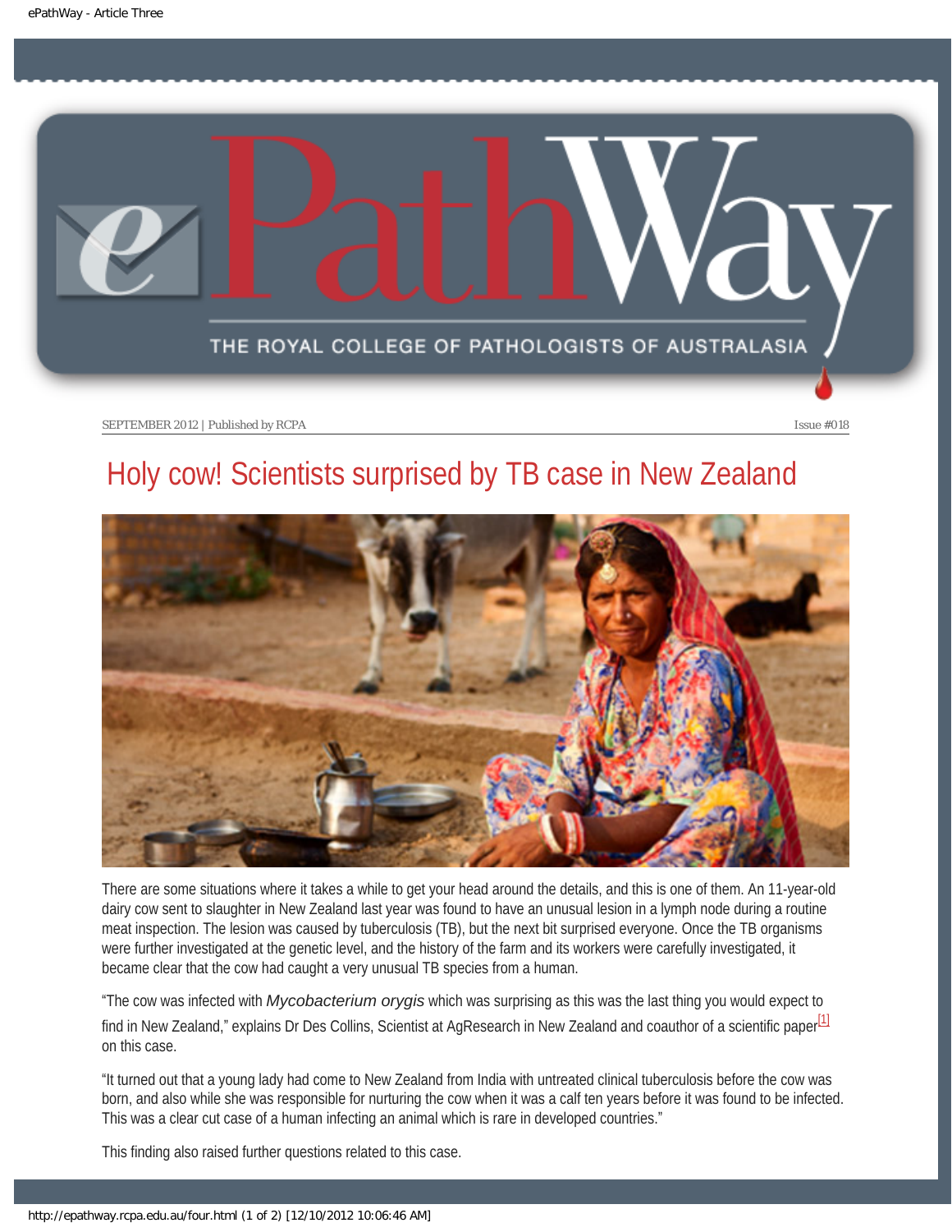SEPTEMBER 2012 | Published by RCPA Issue #018

# Holy cow! Scientists surprised by TB case in New Zealand

There are some situations where it takes a while to get your head around the details, and this is one of them. An 11-year-old dairy cow sent to slaughter in New Zealand last year was found to have an unusual lesion in a lymph node during a routine meat inspection. The lesion was caused by tuberculosis (TB), but the next bit surprised everyone. Once the TB organisms were further investigated at the genetic level, and the history of the farm and its workers were carefully investigated, it became clear that the cow had caught a very unusual TB species from a human.

"The cow was infected with *Mycobacterium orygis* which was surprising as this was the last thing you would expect to find in New Zealand," explains Dr Des Collins, Scientist at AgResearch in New Zealand and coauthor of a scientific paper[1] on this case.

"It turned out that a young lady had come to New Zealand from India with untreated clinical tuberculosis before the cow was born, and also while she was responsible for nurturing the cow when it was a calf ten years before it was found to be infected. This was a clear cut case of a human infecting an animal which is rare in developed countries."

This finding also raised further questions related to this case.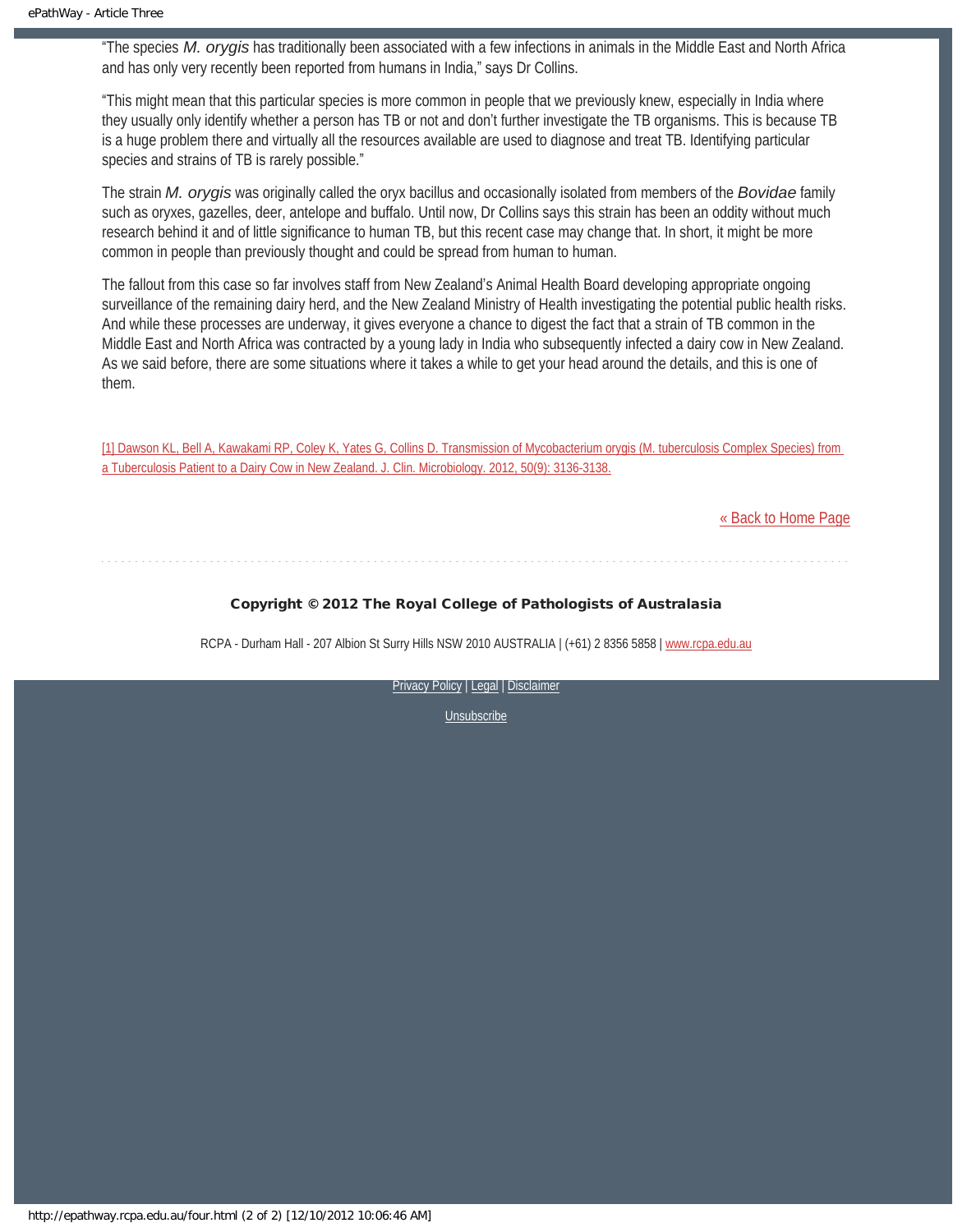"The species *M. orygis* has traditionally been associated with a few infections in animals in the Middle East and North Africa and has only very recently been reported from humans in India," says Dr Collins.

"This might mean that this particular species is more common in people that we previously knew, especially in India where they usually only identify whether a person has TB or not and don't further investigate the TB organisms. This is because TB is a huge problem there and virtually all the resources available are used to diagnose and treat TB. Identifying particular species and strains of TB is rarely possible."

The strain *M. orygis* was originally called the oryx bacillus and occasionally isolated from members of the *Bovidae* family such as oryxes, gazelles, deer, antelope and buffalo. Until now, Dr Collins says this strain has been an oddity without much research behind it and of little significance to human TB, but this recent case may change that. In short, it might be more common in people than previously thought and could be spread from human to human.

The fallout from this case so far involves staff from New Zealand's Animal Health Board developing appropriate ongoing surveillance of the remaining dairy herd, and the New Zealand Ministry of Health investigating the potential public health risks. And while these processes are underway, it gives everyone a chance to digest the fact that a strain of TB common in the Middle East and North Africa was contracted by a young lady in India who subsequently infected a dairy cow in New Zealand. As we said before, there are some situations where it takes a while to get your head around the details, and this is one of them.

[1] Dawson KL, Bell A, Kawakami RP, Coley K, Yates G, Collins D. Transmission of Mycobacterium orygis (M. tuberculosis Complex Species) from a Tuberculosis Patient to a Dairy Cow in New Zealand. J. Clin. Microbiology. 2012, 50(9): 3136-3138.

« Back to Home Page

**Copyright © 2012 The Royal College of Pathologists of Australasia**

RCPA - Durham Hall - 207 Albion St Surry Hills NSW 2010 AUSTRALIA | (+61) 2 8356 5858 | www.rcpa.edu.au

Privacy Policy | Legal | Disclaimer

Unsubscribe